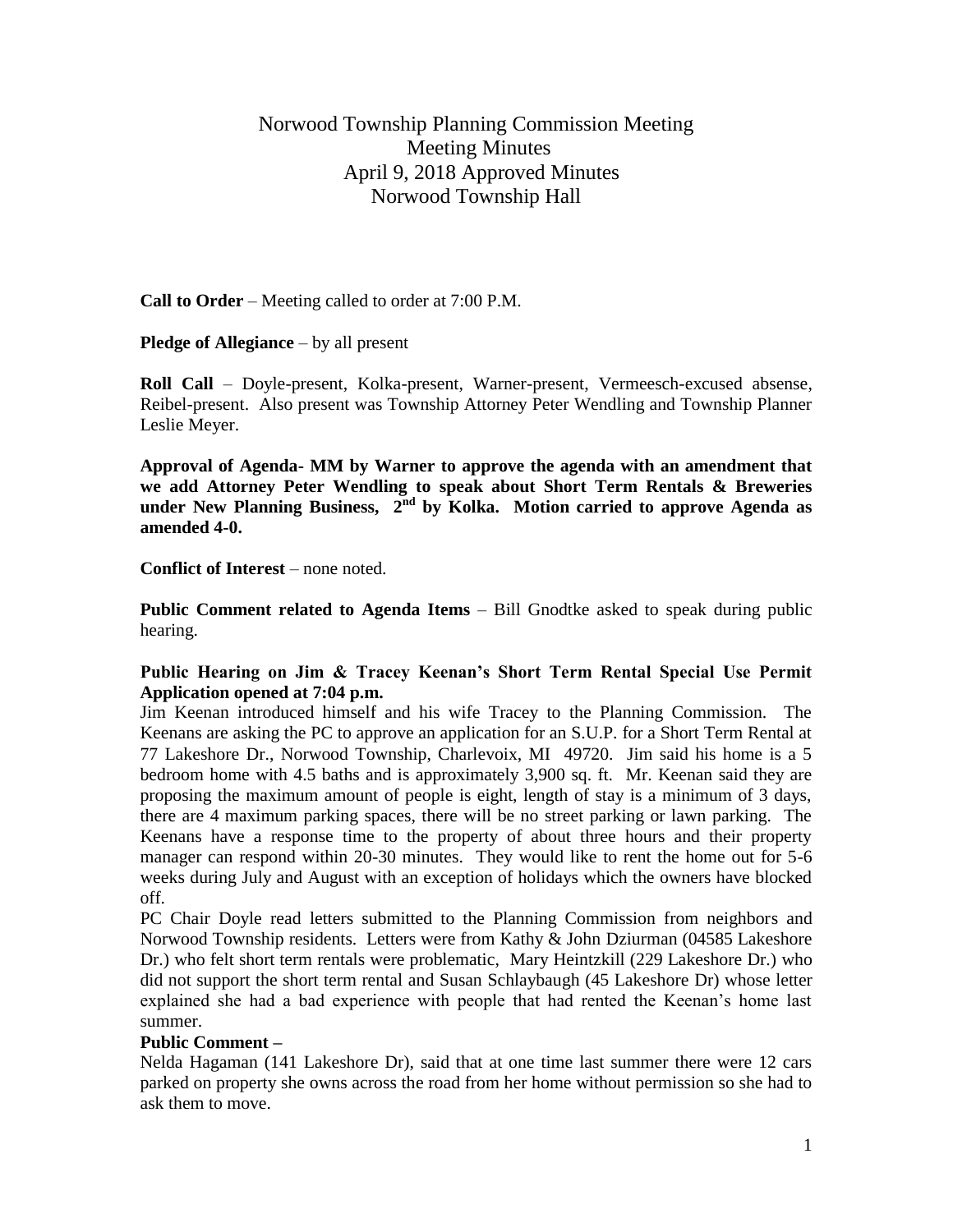# Norwood Township Planning Commission Meeting
# Meeting Minutes
# April 9, 2018 Approved Minutes
# Norwood Township Hall

**Call to Order** – Meeting called to order at 7:00 P.M.

**Pledge of Allegiance** – by all present

**Roll Call** – Doyle-present, Kolka-present, Warner-present, Vermeesch-excused absense, Reibel-present. Also present was Township Attorney Peter Wendling and Township Planner Leslie Meyer.

**Approval of Agenda- MM by Warner to approve the agenda with an amendment that we add Attorney Peter Wendling to speak about Short Term Rentals & Breweries under New Planning Business, 2nd by Kolka. Motion carried to approve Agenda as amended 4-0.**

**Conflict of Interest** – none noted.

**Public Comment related to Agenda Items** – Bill Gnodtke asked to speak during public hearing.

**Public Hearing on Jim & Tracey Keenan's Short Term Rental Special Use Permit Application opened at 7:04 p.m.**

Jim Keenan introduced himself and his wife Tracey to the Planning Commission. The Keenans are asking the PC to approve an application for an S.U.P. for a Short Term Rental at 77 Lakeshore Dr., Norwood Township, Charlevoix, MI 49720. Jim said his home is a 5 bedroom home with 4.5 baths and is approximately 3,900 sq. ft. Mr. Keenan said they are proposing the maximum amount of people is eight, length of stay is a minimum of 3 days, there are 4 maximum parking spaces, there will be no street parking or lawn parking. The Keenans have a response time to the property of about three hours and their property manager can respond within 20-30 minutes. They would like to rent the home out for 5-6 weeks during July and August with an exception of holidays which the owners have blocked off.

PC Chair Doyle read letters submitted to the Planning Commission from neighbors and Norwood Township residents. Letters were from Kathy & John Dziurman (04585 Lakeshore Dr.) who felt short term rentals were problematic, Mary Heintzkill (229 Lakeshore Dr.) who did not support the short term rental and Susan Schlaybaugh (45 Lakeshore Dr) whose letter explained she had a bad experience with people that had rented the Keenan's home last summer.

**Public Comment –**

Nelda Hagaman (141 Lakeshore Dr), said that at one time last summer there were 12 cars parked on property she owns across the road from her home without permission so she had to ask them to move.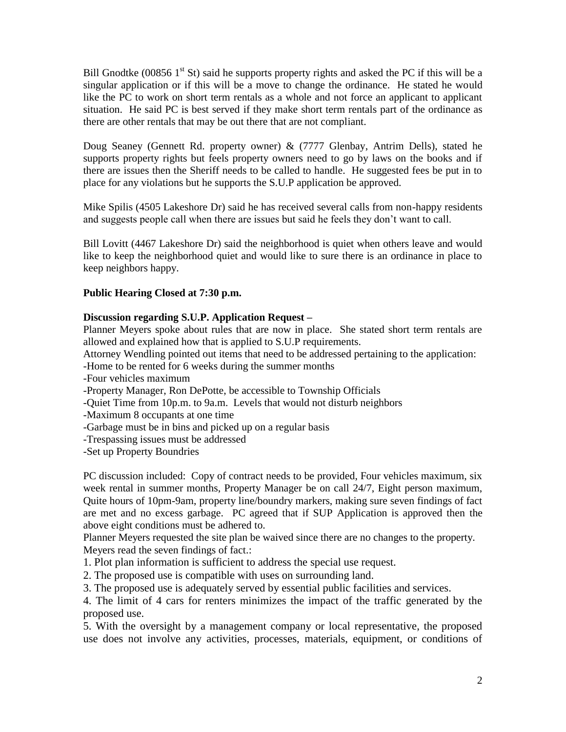Bill Gnodtke (00856 1st St) said he supports property rights and asked the PC if this will be a singular application or if this will be a move to change the ordinance. He stated he would like the PC to work on short term rentals as a whole and not force an applicant to applicant situation. He said PC is best served if they make short term rentals part of the ordinance as there are other rentals that may be out there that are not compliant.

Doug Seaney (Gennett Rd. property owner) & (7777 Glenbay, Antrim Dells), stated he supports property rights but feels property owners need to go by laws on the books and if there are issues then the Sheriff needs to be called to handle. He suggested fees be put in to place for any violations but he supports the S.U.P application be approved.

Mike Spilis (4505 Lakeshore Dr) said he has received several calls from non-happy residents and suggests people call when there are issues but said he feels they don't want to call.

Bill Lovitt (4467 Lakeshore Dr) said the neighborhood is quiet when others leave and would like to keep the neighborhood quiet and would like to sure there is an ordinance in place to keep neighbors happy.

**Public Hearing Closed at 7:30 p.m.**

**Discussion regarding S.U.P. Application Request –**

Planner Meyers spoke about rules that are now in place. She stated short term rentals are allowed and explained how that is applied to S.U.P requirements.

Attorney Wendling pointed out items that need to be addressed pertaining to the application:

-Home to be rented for 6 weeks during the summer months
-Four vehicles maximum
-Property Manager, Ron DePotte, be accessible to Township Officials
-Quiet Time from 10p.m. to 9a.m. Levels that would not disturb neighbors
-Maximum 8 occupants at one time
-Garbage must be in bins and picked up on a regular basis
-Trespassing issues must be addressed
-Set up Property Boundries

PC discussion included: Copy of contract needs to be provided, Four vehicles maximum, six week rental in summer months, Property Manager be on call 24/7, Eight person maximum, Quite hours of 10pm-9am, property line/boundry markers, making sure seven findings of fact are met and no excess garbage. PC agreed that if SUP Application is approved then the above eight conditions must be adhered to.

Planner Meyers requested the site plan be waived since there are no changes to the property.

Meyers read the seven findings of fact.:

1. Plot plan information is sufficient to address the special use request.
2. The proposed use is compatible with uses on surrounding land.
3. The proposed use is adequately served by essential public facilities and services.
4. The limit of 4 cars for renters minimizes the impact of the traffic generated by the proposed use.
5. With the oversight by a management company or local representative, the proposed use does not involve any activities, processes, materials, equipment, or conditions of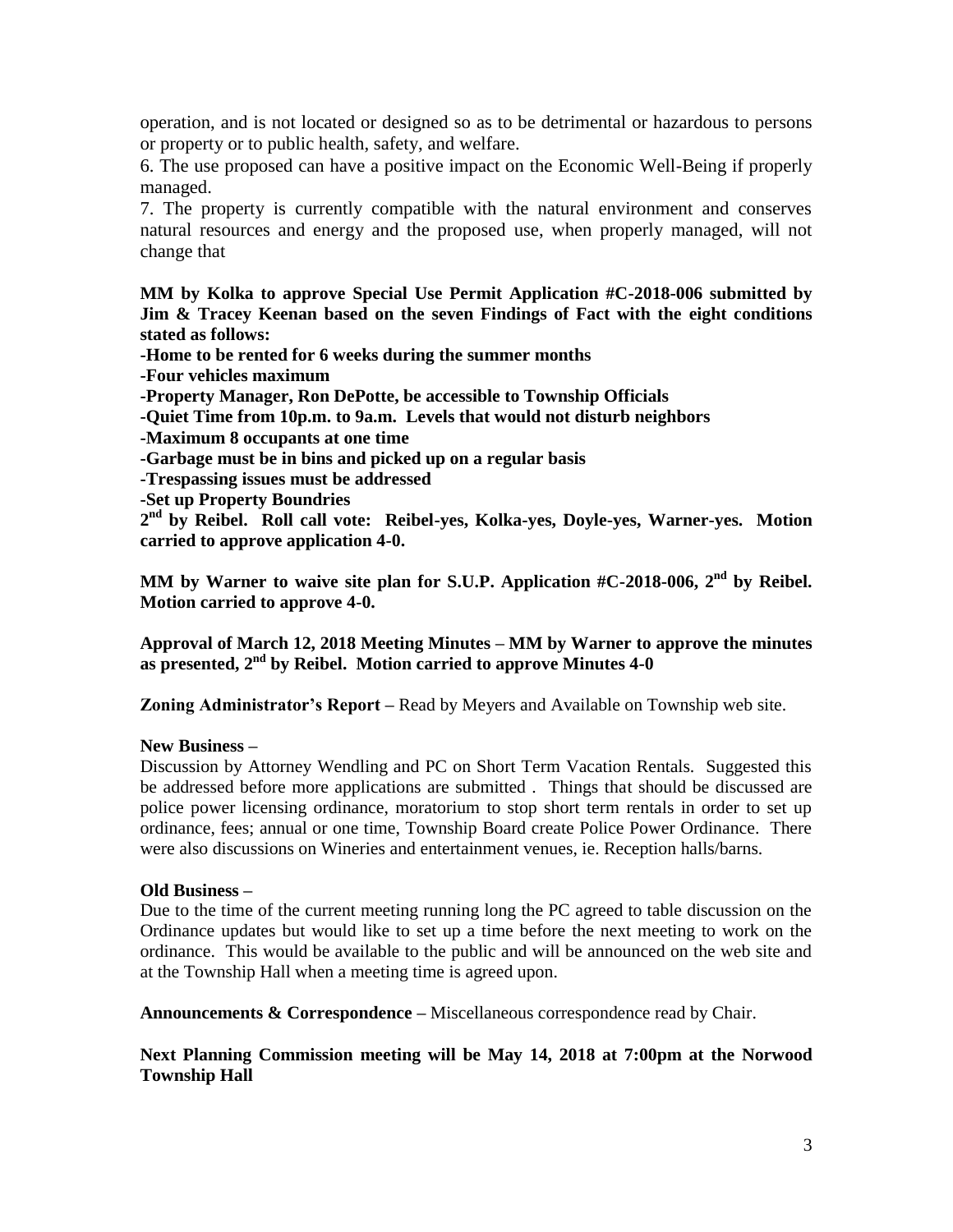operation, and is not located or designed so as to be detrimental or hazardous to persons or property or to public health, safety, and welfare.

6. The use proposed can have a positive impact on the Economic Well-Being if properly managed.

7. The property is currently compatible with the natural environment and conserves natural resources and energy and the proposed use, when properly managed, will not change that

**MM by Kolka to approve Special Use Permit Application #C-2018-006 submitted by Jim & Tracey Keenan based on the seven Findings of Fact with the eight conditions stated as follows:**

**-Home to be rented for 6 weeks during the summer months**

**-Four vehicles maximum**

**-Property Manager, Ron DePotte, be accessible to Township Officials**

**-Quiet Time from 10p.m. to 9a.m. Levels that would not disturb neighbors**

**-Maximum 8 occupants at one time**

**-Garbage must be in bins and picked up on a regular basis**

**-Trespassing issues must be addressed**

**-Set up Property Boundries**

**2nd by Reibel. Roll call vote: Reibel-yes, Kolka-yes, Doyle-yes, Warner-yes. Motion carried to approve application 4-0.**

**MM by Warner to waive site plan for S.U.P. Application #C-2018-006, 2nd by Reibel. Motion carried to approve 4-0.**

**Approval of March 12, 2018 Meeting Minutes – MM by Warner to approve the minutes as presented, 2nd by Reibel. Motion carried to approve Minutes 4-0**

**Zoning Administrator's Report –** Read by Meyers and Available on Township web site.

**New Business –**

Discussion by Attorney Wendling and PC on Short Term Vacation Rentals. Suggested this be addressed before more applications are submitted . Things that should be discussed are police power licensing ordinance, moratorium to stop short term rentals in order to set up ordinance, fees; annual or one time, Township Board create Police Power Ordinance. There were also discussions on Wineries and entertainment venues, ie. Reception halls/barns.

**Old Business –**

Due to the time of the current meeting running long the PC agreed to table discussion on the Ordinance updates but would like to set up a time before the next meeting to work on the ordinance. This would be available to the public and will be announced on the web site and at the Township Hall when a meeting time is agreed upon.

**Announcements & Correspondence –** Miscellaneous correspondence read by Chair.

**Next Planning Commission meeting will be May 14, 2018 at 7:00pm at the Norwood Township Hall**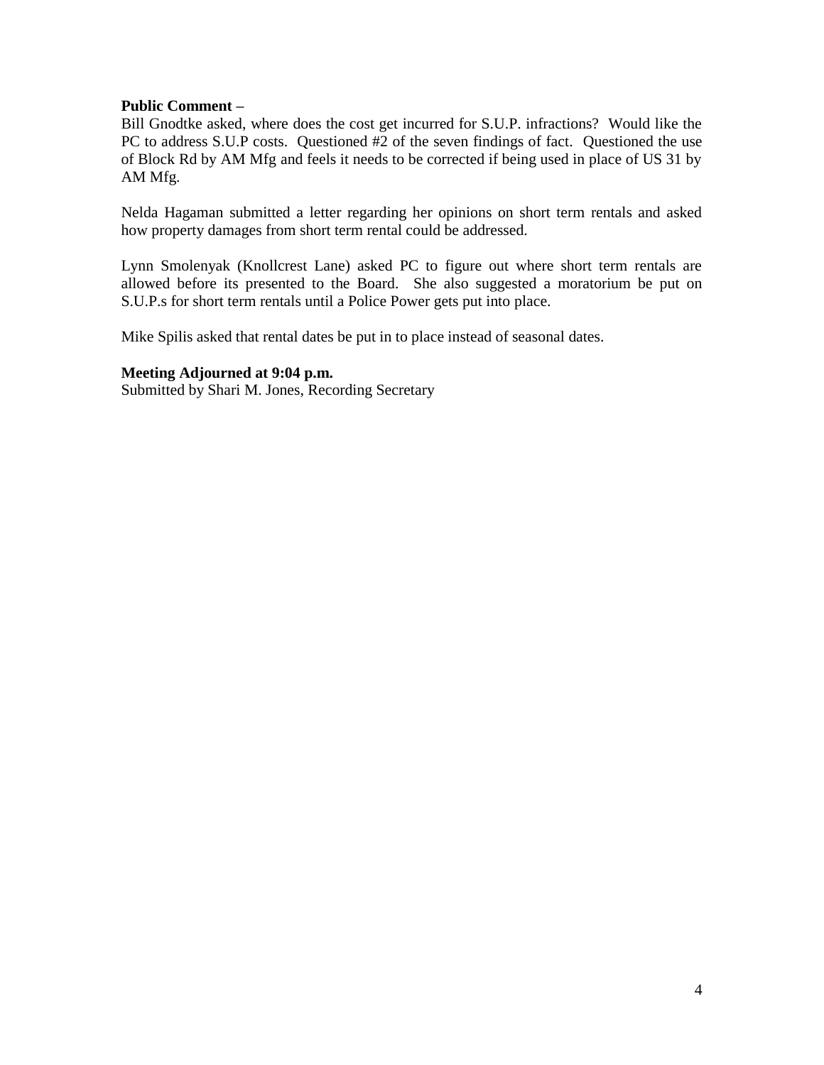**Public Comment –**
Bill Gnodtke asked, where does the cost get incurred for S.U.P. infractions? Would like the PC to address S.U.P costs. Questioned #2 of the seven findings of fact. Questioned the use of Block Rd by AM Mfg and feels it needs to be corrected if being used in place of US 31 by AM Mfg.

Nelda Hagaman submitted a letter regarding her opinions on short term rentals and asked how property damages from short term rental could be addressed.

Lynn Smolenyak (Knollcrest Lane) asked PC to figure out where short term rentals are allowed before its presented to the Board. She also suggested a moratorium be put on S.U.P.s for short term rentals until a Police Power gets put into place.

Mike Spilis asked that rental dates be put in to place instead of seasonal dates.

**Meeting Adjourned at 9:04 p.m.**
Submitted by Shari M. Jones, Recording Secretary